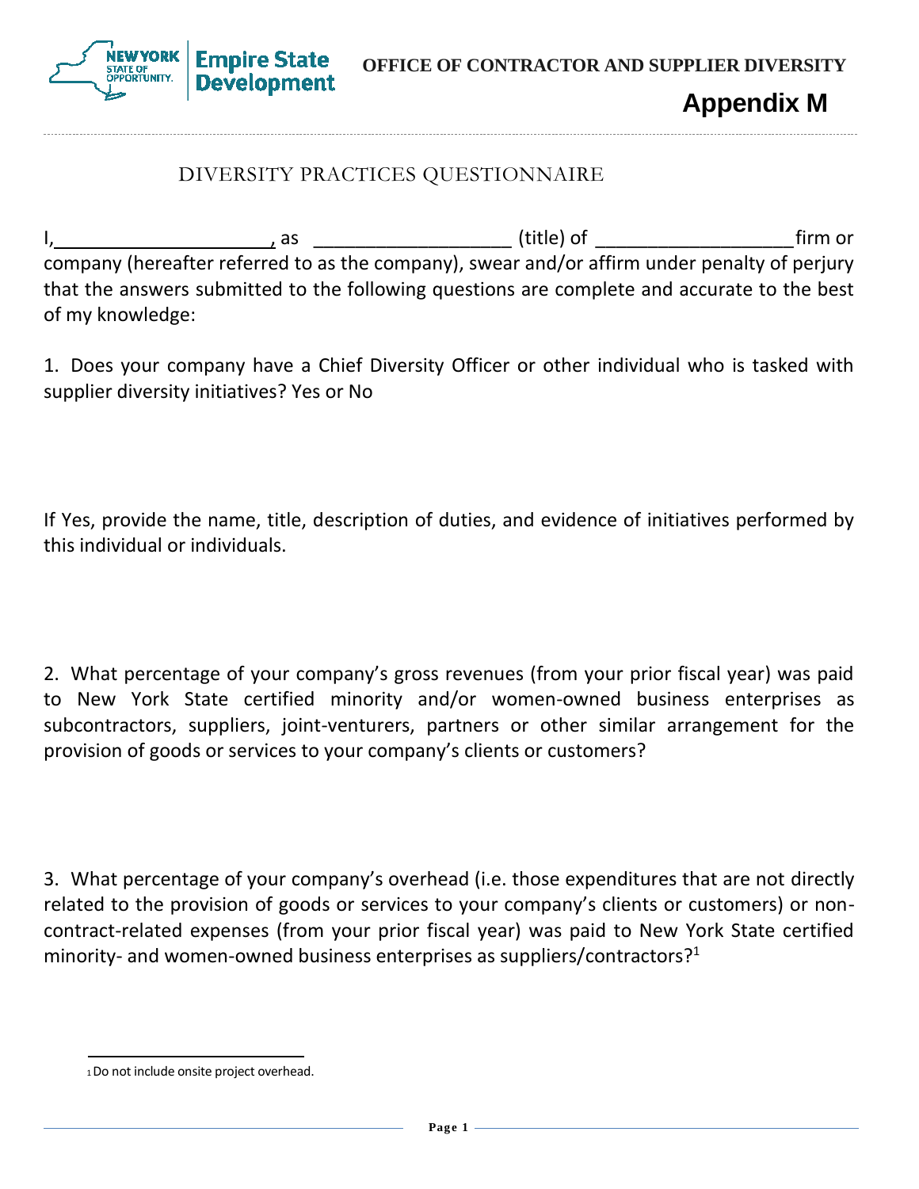OFFICE OF CONTRACTOR AND SUPPLIER DIVERSITY

# Appendix M

## DIVERSITY PRACTICES QUESTIONNAIRE

I,_____________________, as ___________________ (title) of ___________________firm or company (hereafter referred to as the company), swear and/or affirm under penalty of perjury that the answers submitted to the following questions are complete and accurate to the best of my knowledge:

1. Does your company have a Chief Diversity Officer or other individual who is tasked with supplier diversity initiatives? Yes or No

If Yes, provide the name, title, description of duties, and evidence of initiatives performed by this individual or individuals.

2. What percentage of your company's gross revenues (from your prior fiscal year) was paid to New York State certified minority and/or women-owned business enterprises as subcontractors, suppliers, joint-venturers, partners or other similar arrangement for the provision of goods or services to your company's clients or customers?

3. What percentage of your company's overhead (i.e. those expenditures that are not directly related to the provision of goods or services to your company's clients or customers) or non-contract-related expenses (from your prior fiscal year) was paid to New York State certified minority- and women-owned business enterprises as suppliers/contractors?[1]

[1] Do not include onsite project overhead.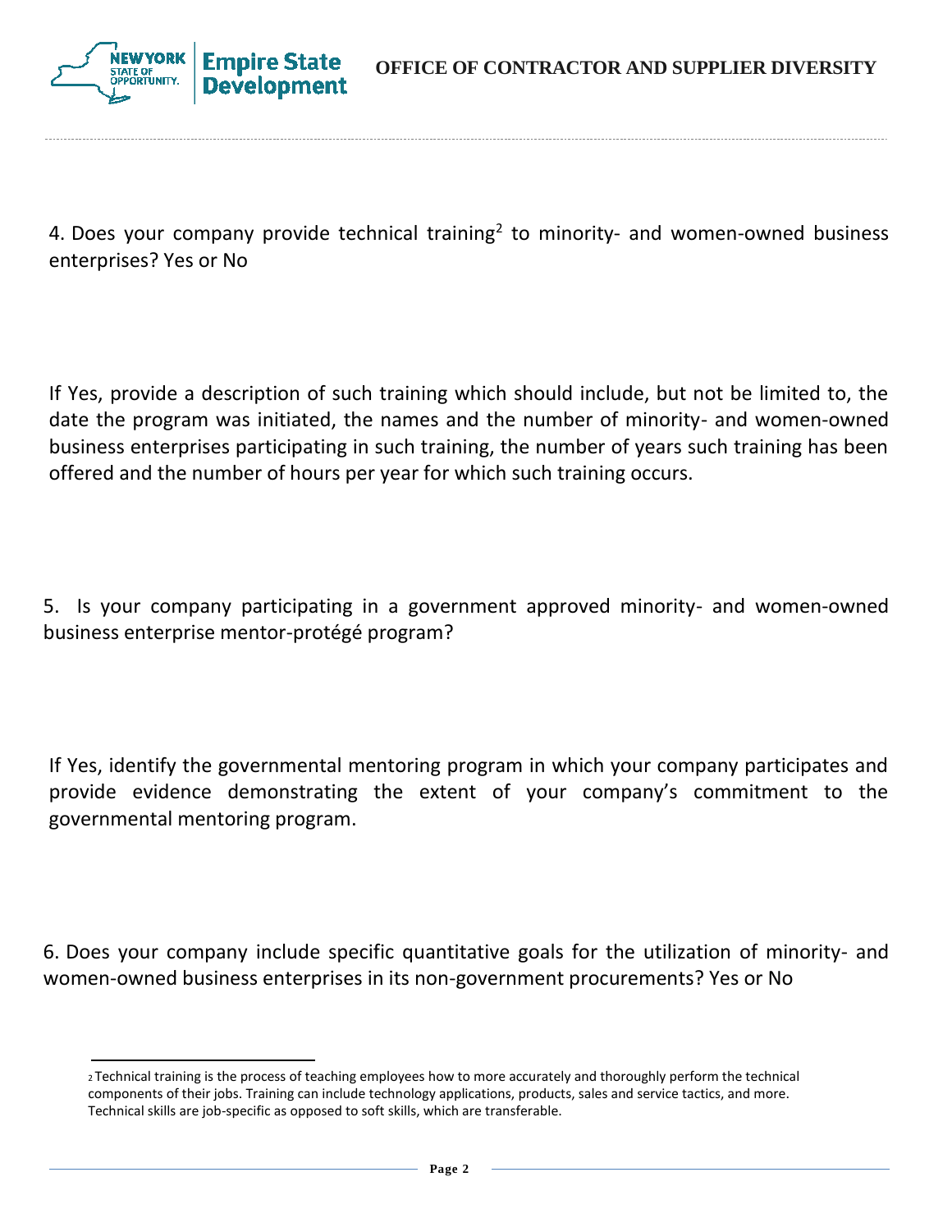4. Does your company provide technical training[2] to minority- and women-owned business enterprises? Yes or No

If Yes, provide a description of such training which should include, but not be limited to, the date the program was initiated, the names and the number of minority- and women-owned business enterprises participating in such training, the number of years such training has been offered and the number of hours per year for which such training occurs.

5. Is your company participating in a government approved minority- and women-owned business enterprise mentor-protégé program?

If Yes, identify the governmental mentoring program in which your company participates and provide evidence demonstrating the extent of your company's commitment to the governmental mentoring program.

6. Does your company include specific quantitative goals for the utilization of minority- and women-owned business enterprises in its non-government procurements? Yes or No

[2] Technical training is the process of teaching employees how to more accurately and thoroughly perform the technical components of their jobs. Training can include technology applications, products, sales and service tactics, and more. Technical skills are job-specific as opposed to soft skills, which are transferable.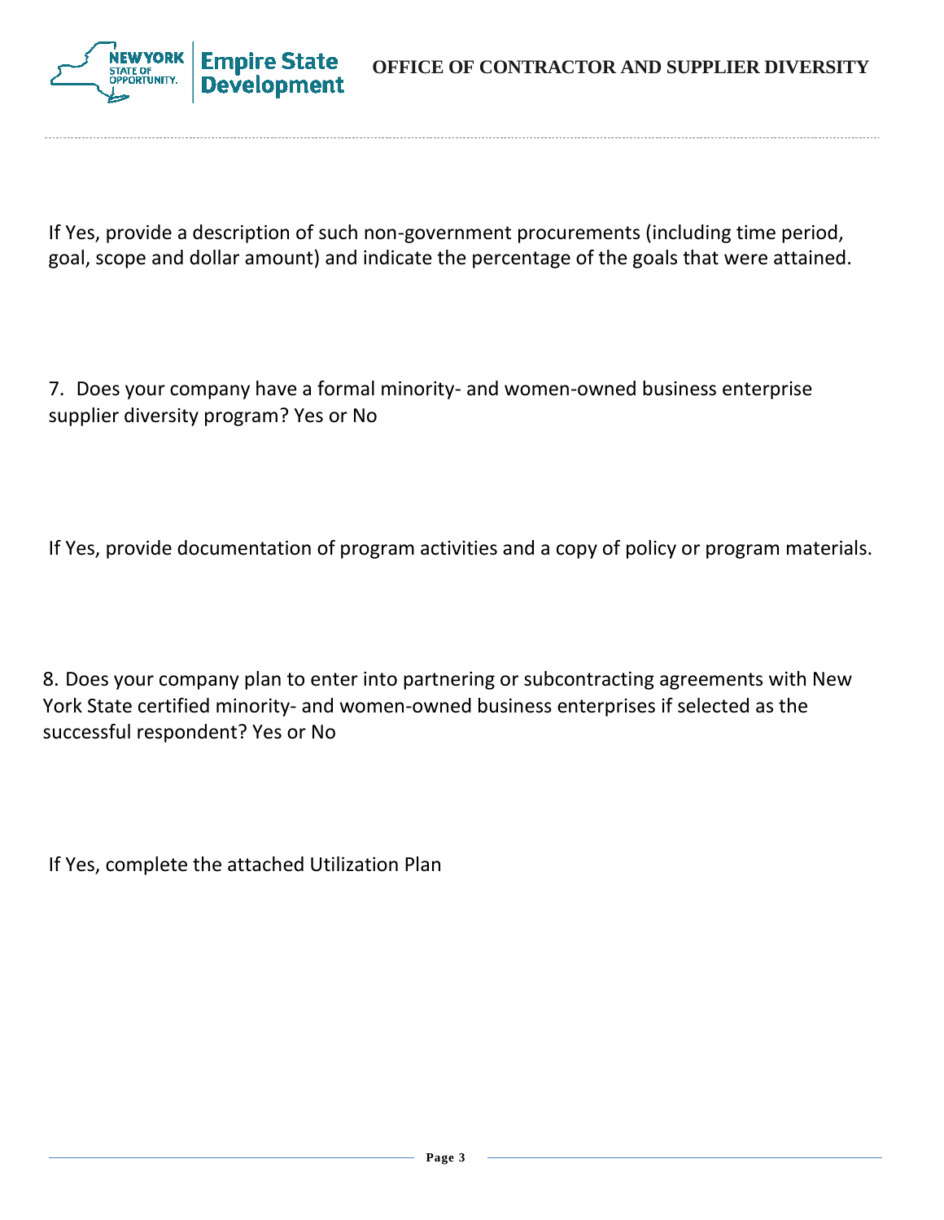If Yes, provide a description of such non-government procurements (including time period, goal, scope and dollar amount) and indicate the percentage of the goals that were attained.

7. Does your company have a formal minority- and women-owned business enterprise supplier diversity program? Yes or No

If Yes, provide documentation of program activities and a copy of policy or program materials.

8. Does your company plan to enter into partnering or subcontracting agreements with New York State certified minority- and women-owned business enterprises if selected as the successful respondent? Yes or No

If Yes, complete the attached Utilization Plan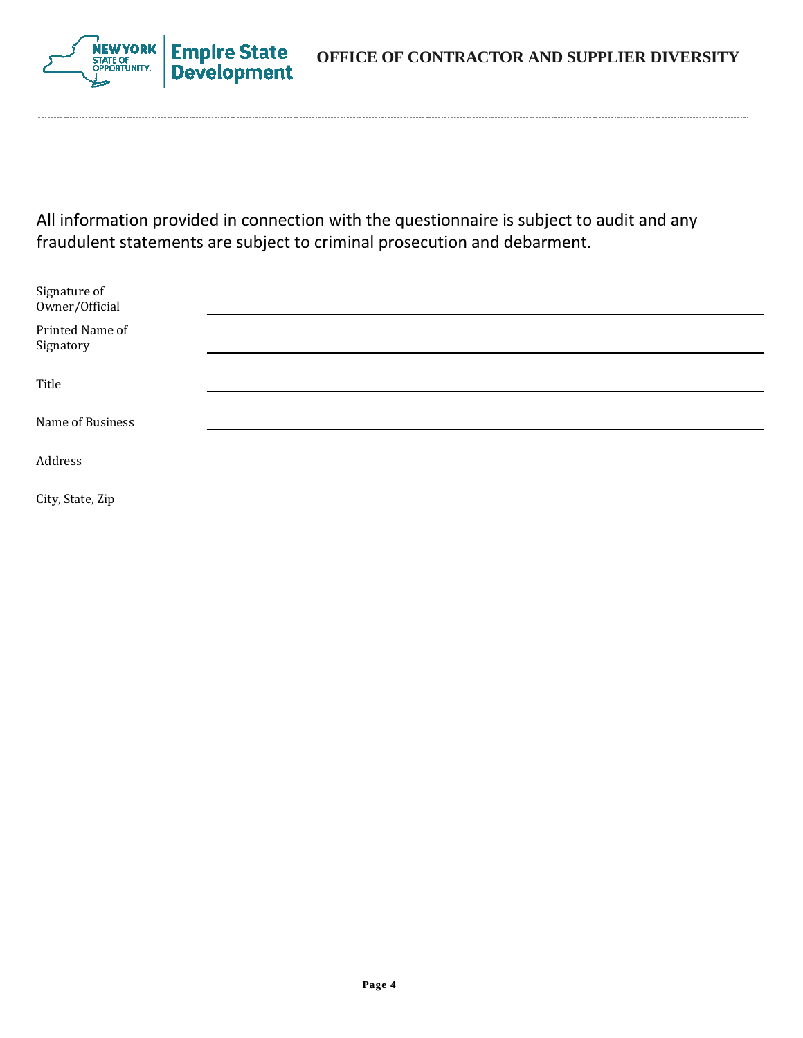OFFICE OF CONTRACTOR AND SUPPLIER DIVERSITY

All information provided in connection with the questionnaire is subject to audit and any fraudulent statements are subject to criminal prosecution and debarment.

| | |
|---|---|
| Signature of Owner/Official | |
| Printed Name of Signatory | |
| Title | |
| Name of Business | |
| Address | |
| City, State, Zip | |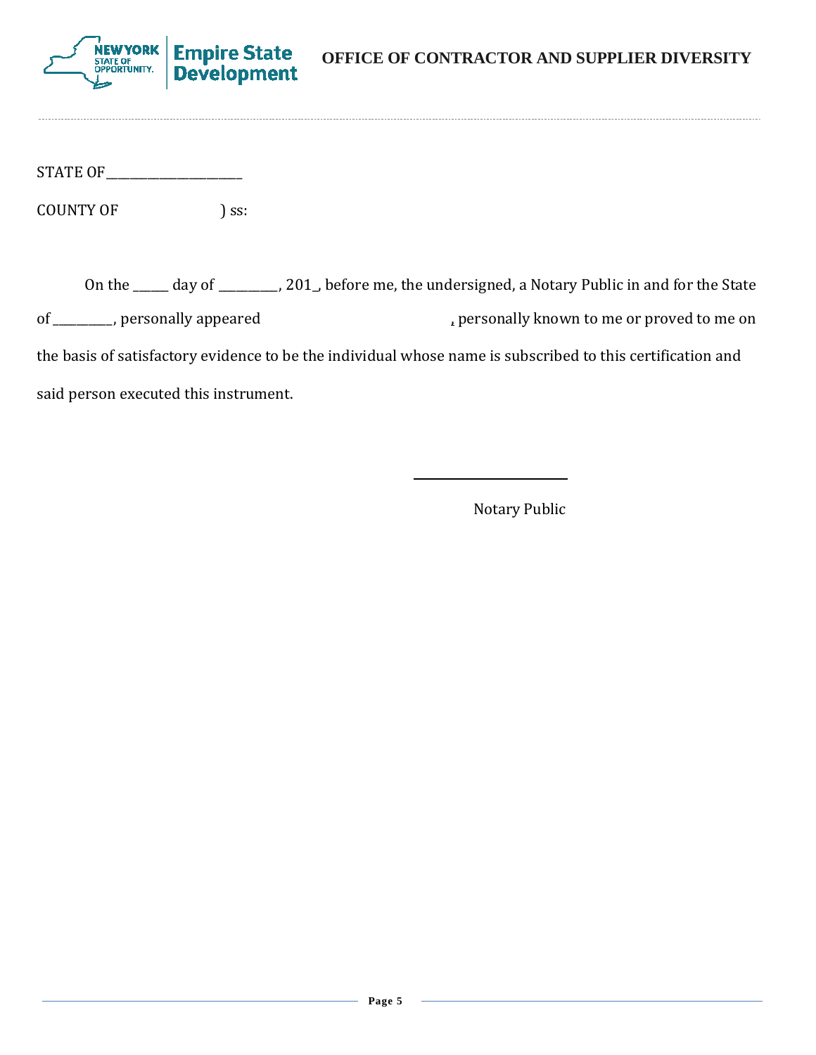OFFICE OF CONTRACTOR AND SUPPLIER DIVERSITY

STATE OF ______________________

COUNTY OF ) ss:

On the _____ day of _________, 201_, before me, the undersigned, a Notary Public in and for the State of _________, personally appeared , personally known to me or proved to me on the basis of satisfactory evidence to be the individual whose name is subscribed to this certification and said person executed this instrument.

_________________________

Notary Public